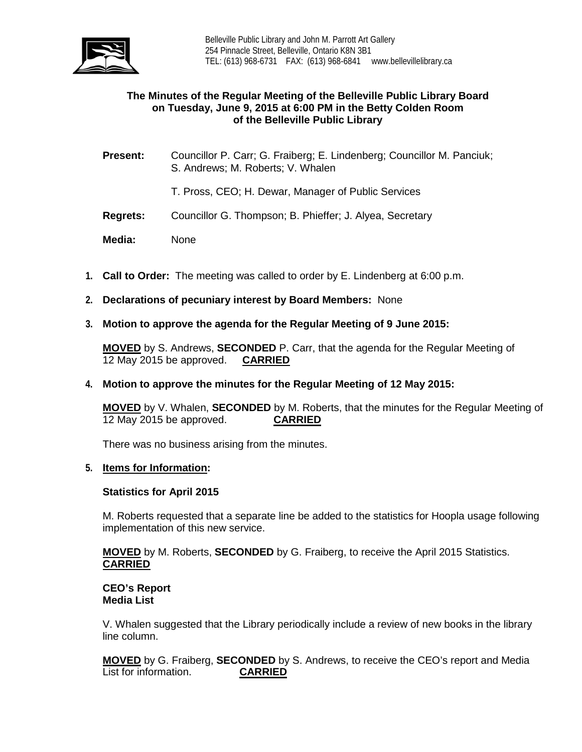Belleville Public Library and John M. Parrott Art Gallery
254 Pinnacle Street, Belleville, Ontario K8N 3B1
TEL: (613) 968-6731 FAX: (613) 968-6841 www.bellevillelibrary.ca

**The Minutes of the Regular Meeting of the Belleville Public Library Board on Tuesday, June 9, 2015 at 6:00 PM in the Betty Colden Room of the Belleville Public Library**

**Present:** Councillor P. Carr; G. Fraiberg; E. Lindenberg; Councillor M. Panciuk; S. Andrews; M. Roberts; V. Whalen

T. Pross, CEO; H. Dewar, Manager of Public Services

**Regrets:** Councillor G. Thompson; B. Phieffer; J. Alyea, Secretary

**Media:** None

1. **Call to Order:** The meeting was called to order by E. Lindenberg at 6:00 p.m.

2. **Declarations of pecuniary interest by Board Members:** None

3. **Motion to approve the agenda for the Regular Meeting of 9 June 2015:**

   **MOVED** by S. Andrews, **SECONDED** P. Carr, that the agenda for the Regular Meeting of 12 May 2015 be approved. **CARRIED**

4. **Motion to approve the minutes for the Regular Meeting of 12 May 2015:**

   **MOVED** by V. Whalen, **SECONDED** by M. Roberts, that the minutes for the Regular Meeting of 12 May 2015 be approved. **CARRIED**

   There was no business arising from the minutes.

5. **Items for Information:**

   **Statistics for April 2015**

   M. Roberts requested that a separate line be added to the statistics for Hoopla usage following implementation of this new service.

   **MOVED** by M. Roberts, **SECONDED** by G. Fraiberg, to receive the April 2015 Statistics. **CARRIED**

   **CEO's Report**
   **Media List**

   V. Whalen suggested that the Library periodically include a review of new books in the library line column.

   **MOVED** by G. Fraiberg, **SECONDED** by S. Andrews, to receive the CEO's report and Media List for information. **CARRIED**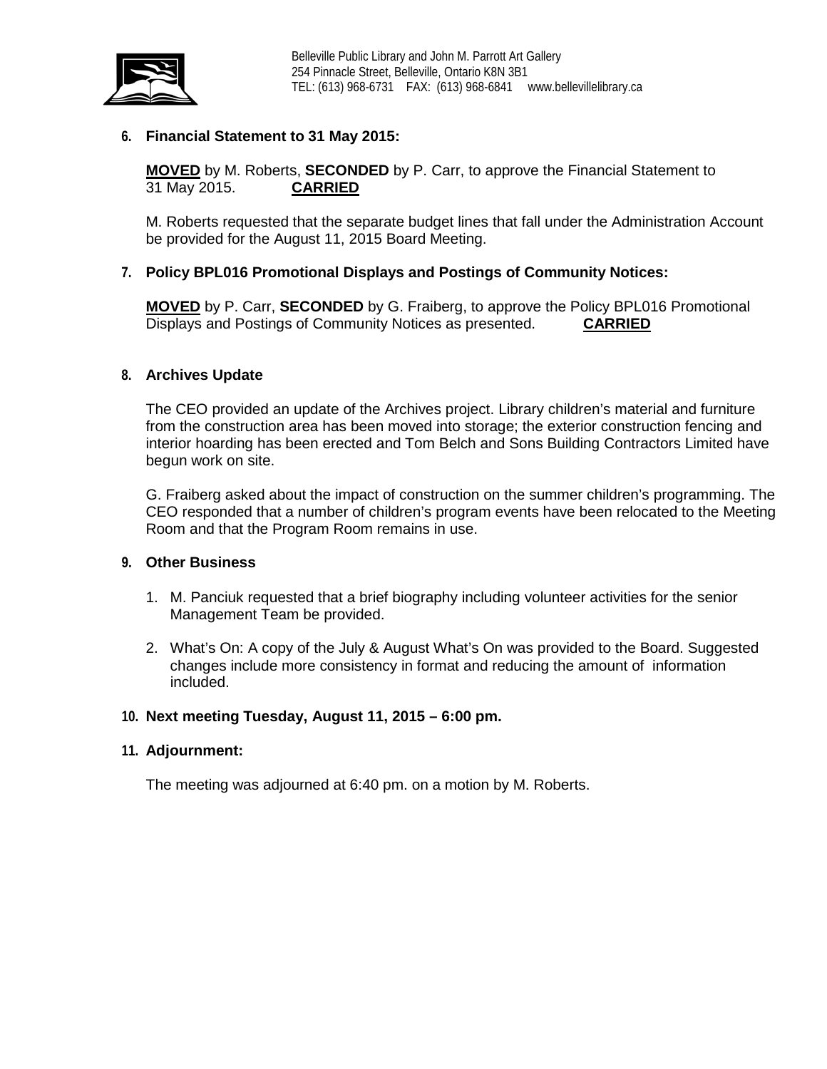Belleville Public Library and John M. Parrott Art Gallery
254 Pinnacle Street, Belleville, Ontario K8N 3B1
TEL: (613) 968-6731 FAX: (613) 968-6841 www.bellevillelibrary.ca

6. **Financial Statement to 31 May 2015:**

   **MOVED** by M. Roberts, **SECONDED** by P. Carr, to approve the Financial Statement to 31 May 2015. **CARRIED**

   M. Roberts requested that the separate budget lines that fall under the Administration Account be provided for the August 11, 2015 Board Meeting.

7. **Policy BPL016 Promotional Displays and Postings of Community Notices:**

   **MOVED** by P. Carr, **SECONDED** by G. Fraiberg, to approve the Policy BPL016 Promotional Displays and Postings of Community Notices as presented. **CARRIED**

8. **Archives Update**

   The CEO provided an update of the Archives project. Library children's material and furniture from the construction area has been moved into storage; the exterior construction fencing and interior hoarding has been erected and Tom Belch and Sons Building Contractors Limited have begun work on site.

   G. Fraiberg asked about the impact of construction on the summer children's programming. The CEO responded that a number of children's program events have been relocated to the Meeting Room and that the Program Room remains in use.

9. **Other Business**

   1. M. Panciuk requested that a brief biography including volunteer activities for the senior Management Team be provided.
   2. What's On: A copy of the July & August What's On was provided to the Board. Suggested changes include more consistency in format and reducing the amount of information included.

10. **Next meeting Tuesday, August 11, 2015 – 6:00 pm.**

11. **Adjournment:**

    The meeting was adjourned at 6:40 pm. on a motion by M. Roberts.